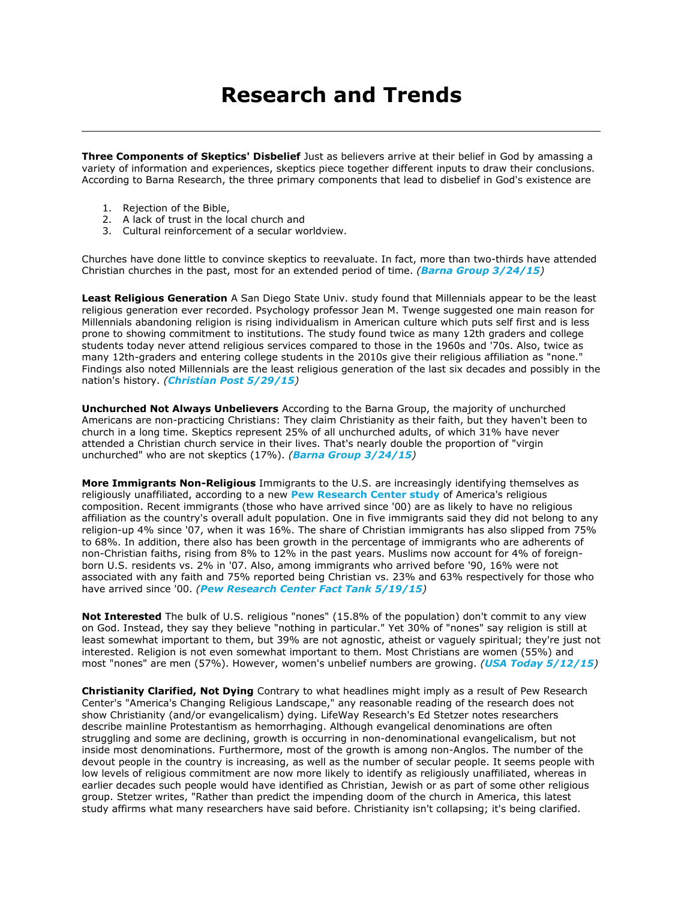# Research and Trends

---

**Three Components of Skeptics' Disbelief** Just as believers arrive at their belief in God by amassing a variety of information and experiences, skeptics piece together different inputs to draw their conclusions. According to Barna Research, the three primary components that lead to disbelief in God's existence are

1. Rejection of the Bible,
2. A lack of trust in the local church and
3. Cultural reinforcement of a secular worldview.

Churches have done little to convince skeptics to reevaluate. In fact, more than two-thirds have attended Christian churches in the past, most for an extended period of time. *(**Barna Group 3/24/15**)*

**Least Religious Generation** A San Diego State Univ. study found that Millennials appear to be the least religious generation ever recorded. Psychology professor Jean M. Twenge suggested one main reason for Millennials abandoning religion is rising individualism in American culture which puts self first and is less prone to showing commitment to institutions. The study found twice as many 12th graders and college students today never attend religious services compared to those in the 1960s and '70s. Also, twice as many 12th-graders and entering college students in the 2010s give their religious affiliation as "none." Findings also noted Millennials are the least religious generation of the last six decades and possibly in the nation's history. *(**Christian Post 5/29/15**)*

**Unchurched Not Always Unbelievers** According to the Barna Group, the majority of unchurched Americans are non-practicing Christians: They claim Christianity as their faith, but they haven't been to church in a long time. Skeptics represent 25% of all unchurched adults, of which 31% have never attended a Christian church service in their lives. That's nearly double the proportion of "virgin unchurched" who are not skeptics (17%). *(**Barna Group 3/24/15**)*

**More Immigrants Non-Religious** Immigrants to the U.S. are increasingly identifying themselves as religiously unaffiliated, according to a new **Pew Research Center study** of America's religious composition. Recent immigrants (those who have arrived since '00) are as likely to have no religious affiliation as the country's overall adult population. One in five immigrants said they did not belong to any religion-up 4% since '07, when it was 16%. The share of Christian immigrants has also slipped from 75% to 68%. In addition, there also has been growth in the percentage of immigrants who are adherents of non-Christian faiths, rising from 8% to 12% in the past years. Muslims now account for 4% of foreign-born U.S. residents vs. 2% in '07. Also, among immigrants who arrived before '90, 16% were not associated with any faith and 75% reported being Christian vs. 23% and 63% respectively for those who have arrived since '00. *(**Pew Research Center Fact Tank 5/19/15**)*

**Not Interested** The bulk of U.S. religious "nones" (15.8% of the population) don't commit to any view on God. Instead, they say they believe "nothing in particular." Yet 30% of "nones" say religion is still at least somewhat important to them, but 39% are not agnostic, atheist or vaguely spiritual; they're just not interested. Religion is not even somewhat important to them. Most Christians are women (55%) and most "nones" are men (57%). However, women's unbelief numbers are growing. *(**USA Today 5/12/15**)*

**Christianity Clarified, Not Dying** Contrary to what headlines might imply as a result of Pew Research Center's "America's Changing Religious Landscape," any reasonable reading of the research does not show Christianity (and/or evangelicalism) dying. LifeWay Research's Ed Stetzer notes researchers describe mainline Protestantism as hemorrhaging. Although evangelical denominations are often struggling and some are declining, growth is occurring in non-denominational evangelicalism, but not inside most denominations. Furthermore, most of the growth is among non-Anglos. The number of the devout people in the country is increasing, as well as the number of secular people. It seems people with low levels of religious commitment are now more likely to identify as religiously unaffiliated, whereas in earlier decades such people would have identified as Christian, Jewish or as part of some other religious group. Stetzer writes, "Rather than predict the impending doom of the church in America, this latest study affirms what many researchers have said before. Christianity isn't collapsing; it's being clarified.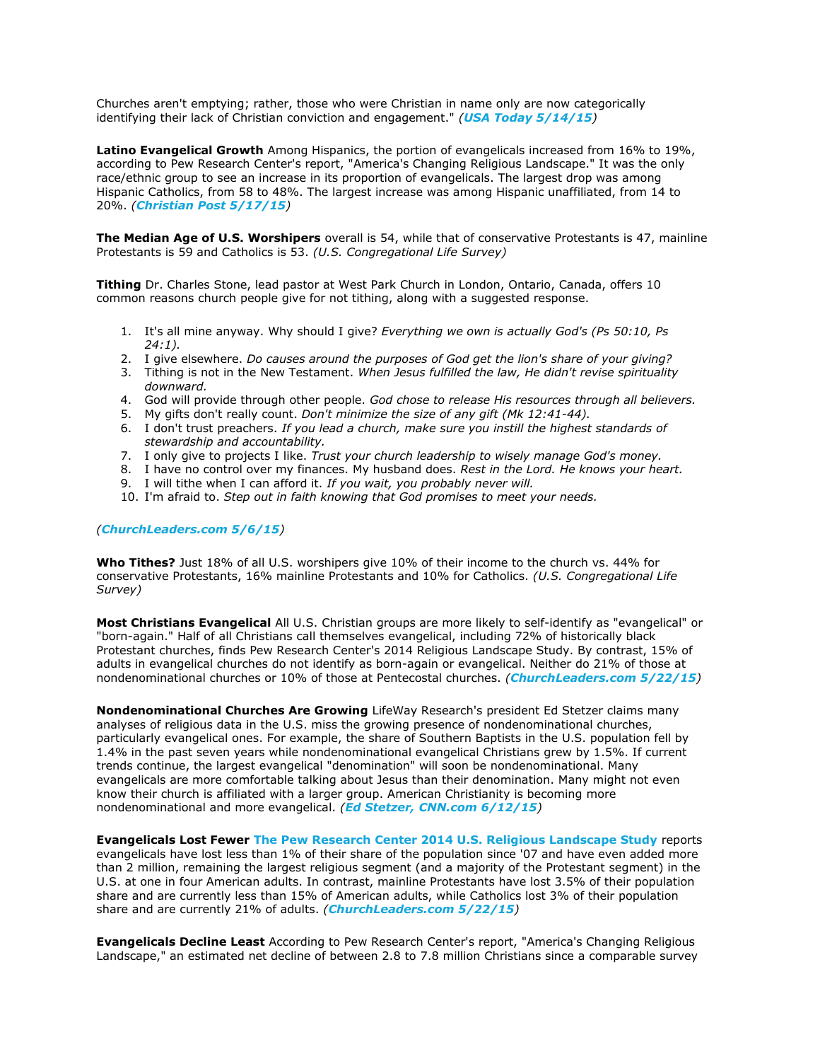Churches aren't emptying; rather, those who were Christian in name only are now categorically identifying their lack of Christian conviction and engagement." ***(USA Today 5/14/15)***

**Latino Evangelical Growth** Among Hispanics, the portion of evangelicals increased from 16% to 19%, according to Pew Research Center's report, "America's Changing Religious Landscape." It was the only race/ethnic group to see an increase in its proportion of evangelicals. The largest drop was among Hispanic Catholics, from 58 to 48%. The largest increase was among Hispanic unaffiliated, from 14 to 20%. ***(Christian Post 5/17/15)***

**The Median Age of U.S. Worshipers** overall is 54, while that of conservative Protestants is 47, mainline Protestants is 59 and Catholics is 53. *(U.S. Congregational Life Survey)*

**Tithing** Dr. Charles Stone, lead pastor at West Park Church in London, Ontario, Canada, offers 10 common reasons church people give for not tithing, along with a suggested response.

1. It's all mine anyway. Why should I give? *Everything we own is actually God's (Ps 50:10, Ps 24:1).*
2. I give elsewhere. *Do causes around the purposes of God get the lion's share of your giving?*
3. Tithing is not in the New Testament. *When Jesus fulfilled the law, He didn't revise spirituality downward.*
4. God will provide through other people. *God chose to release His resources through all believers.*
5. My gifts don't really count. *Don't minimize the size of any gift (Mk 12:41-44).*
6. I don't trust preachers. *If you lead a church, make sure you instill the highest standards of stewardship and accountability.*
7. I only give to projects I like. *Trust your church leadership to wisely manage God's money.*
8. I have no control over my finances. My husband does. *Rest in the Lord. He knows your heart.*
9. I will tithe when I can afford it. *If you wait, you probably never will.*
10. I'm afraid to. *Step out in faith knowing that God promises to meet your needs.*

***(ChurchLeaders.com 5/6/15)***

**Who Tithes?** Just 18% of all U.S. worshipers give 10% of their income to the church vs. 44% for conservative Protestants, 16% mainline Protestants and 10% for Catholics. *(U.S. Congregational Life Survey)*

**Most Christians Evangelical** All U.S. Christian groups are more likely to self-identify as "evangelical" or "born-again." Half of all Christians call themselves evangelical, including 72% of historically black Protestant churches, finds Pew Research Center's 2014 Religious Landscape Study. By contrast, 15% of adults in evangelical churches do not identify as born-again or evangelical. Neither do 21% of those at nondenominational churches or 10% of those at Pentecostal churches. ***(ChurchLeaders.com 5/22/15)***

**Nondenominational Churches Are Growing** LifeWay Research's president Ed Stetzer claims many analyses of religious data in the U.S. miss the growing presence of nondenominational churches, particularly evangelical ones. For example, the share of Southern Baptists in the U.S. population fell by 1.4% in the past seven years while nondenominational evangelical Christians grew by 1.5%. If current trends continue, the largest evangelical "denomination" will soon be nondenominational. Many evangelicals are more comfortable talking about Jesus than their denomination. Many might not even know their church is affiliated with a larger group. American Christianity is becoming more nondenominational and more evangelical. ***(Ed Stetzer, CNN.com 6/12/15)***

**Evangelicals Lost Fewer** **The Pew Research Center 2014 U.S. Religious Landscape Study** reports evangelicals have lost less than 1% of their share of the population since '07 and have even added more than 2 million, remaining the largest religious segment (and a majority of the Protestant segment) in the U.S. at one in four American adults. In contrast, mainline Protestants have lost 3.5% of their population share and are currently less than 15% of American adults, while Catholics lost 3% of their population share and are currently 21% of adults. ***(ChurchLeaders.com 5/22/15)***

**Evangelicals Decline Least** According to Pew Research Center's report, "America's Changing Religious Landscape," an estimated net decline of between 2.8 to 7.8 million Christians since a comparable survey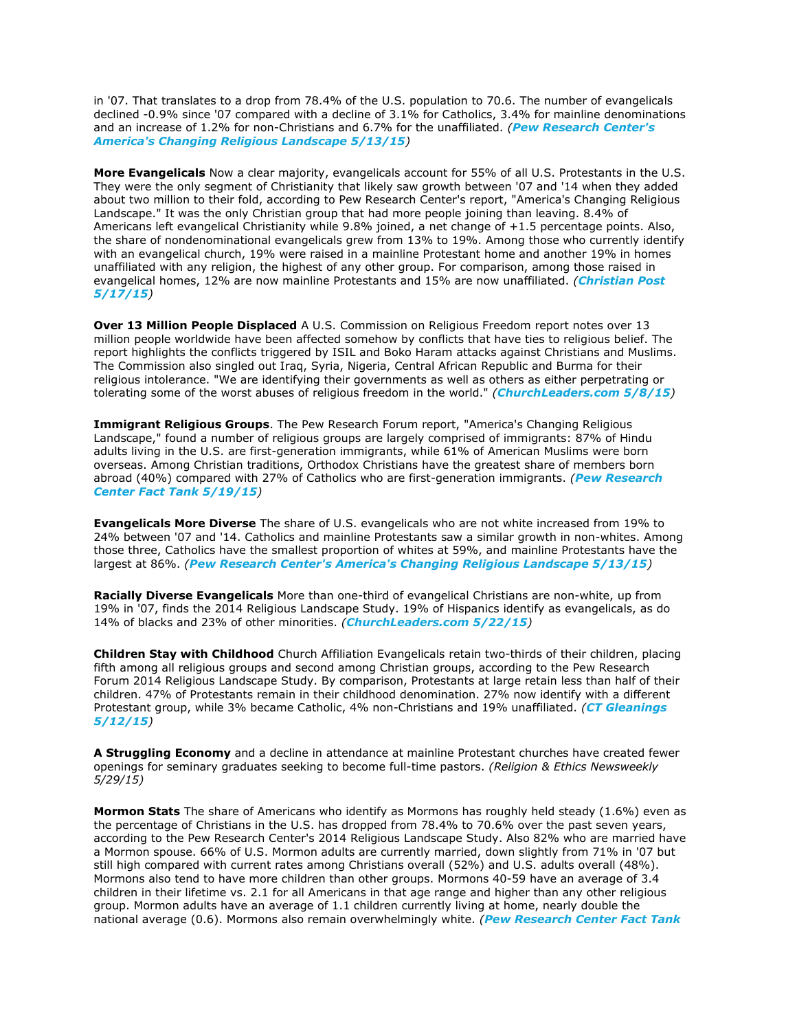in '07. That translates to a drop from 78.4% of the U.S. population to 70.6. The number of evangelicals declined -0.9% since '07 compared with a decline of 3.1% for Catholics, 3.4% for mainline denominations and an increase of 1.2% for non-Christians and 6.7% for the unaffiliated. *(**Pew Research Center's America's Changing Religious Landscape 5/13/15**)*

**More Evangelicals** Now a clear majority, evangelicals account for 55% of all U.S. Protestants in the U.S. They were the only segment of Christianity that likely saw growth between '07 and '14 when they added about two million to their fold, according to Pew Research Center's report, "America's Changing Religious Landscape." It was the only Christian group that had more people joining than leaving. 8.4% of Americans left evangelical Christianity while 9.8% joined, a net change of +1.5 percentage points. Also, the share of nondenominational evangelicals grew from 13% to 19%. Among those who currently identify with an evangelical church, 19% were raised in a mainline Protestant home and another 19% in homes unaffiliated with any religion, the highest of any other group. For comparison, among those raised in evangelical homes, 12% are now mainline Protestants and 15% are now unaffiliated. *(**Christian Post 5/17/15**)*

**Over 13 Million People Displaced** A U.S. Commission on Religious Freedom report notes over 13 million people worldwide have been affected somehow by conflicts that have ties to religious belief. The report highlights the conflicts triggered by ISIL and Boko Haram attacks against Christians and Muslims. The Commission also singled out Iraq, Syria, Nigeria, Central African Republic and Burma for their religious intolerance. "We are identifying their governments as well as others as either perpetrating or tolerating some of the worst abuses of religious freedom in the world." *(**ChurchLeaders.com 5/8/15**)*

**Immigrant Religious Groups**. The Pew Research Forum report, "America's Changing Religious Landscape," found a number of religious groups are largely comprised of immigrants: 87% of Hindu adults living in the U.S. are first-generation immigrants, while 61% of American Muslims were born overseas. Among Christian traditions, Orthodox Christians have the greatest share of members born abroad (40%) compared with 27% of Catholics who are first-generation immigrants. *(**Pew Research Center Fact Tank 5/19/15**)*

**Evangelicals More Diverse** The share of U.S. evangelicals who are not white increased from 19% to 24% between '07 and '14. Catholics and mainline Protestants saw a similar growth in non-whites. Among those three, Catholics have the smallest proportion of whites at 59%, and mainline Protestants have the largest at 86%. *(**Pew Research Center's America's Changing Religious Landscape 5/13/15**)*

**Racially Diverse Evangelicals** More than one-third of evangelical Christians are non-white, up from 19% in '07, finds the 2014 Religious Landscape Study. 19% of Hispanics identify as evangelicals, as do 14% of blacks and 23% of other minorities. *(**ChurchLeaders.com 5/22/15**)*

**Children Stay with Childhood** Church Affiliation Evangelicals retain two-thirds of their children, placing fifth among all religious groups and second among Christian groups, according to the Pew Research Forum 2014 Religious Landscape Study. By comparison, Protestants at large retain less than half of their children. 47% of Protestants remain in their childhood denomination. 27% now identify with a different Protestant group, while 3% became Catholic, 4% non-Christians and 19% unaffiliated. *(**CT Gleanings 5/12/15**)*

**A Struggling Economy** and a decline in attendance at mainline Protestant churches have created fewer openings for seminary graduates seeking to become full-time pastors. *(Religion & Ethics Newsweekly 5/29/15)*

**Mormon Stats** The share of Americans who identify as Mormons has roughly held steady (1.6%) even as the percentage of Christians in the U.S. has dropped from 78.4% to 70.6% over the past seven years, according to the Pew Research Center's 2014 Religious Landscape Study. Also 82% who are married have a Mormon spouse. 66% of U.S. Mormon adults are currently married, down slightly from 71% in '07 but still high compared with current rates among Christians overall (52%) and U.S. adults overall (48%). Mormons also tend to have more children than other groups. Mormons 40-59 have an average of 3.4 children in their lifetime vs. 2.1 for all Americans in that age range and higher than any other religious group. Mormon adults have an average of 1.1 children currently living at home, nearly double the national average (0.6). Mormons also remain overwhelmingly white. *(**Pew Research Center Fact Tank**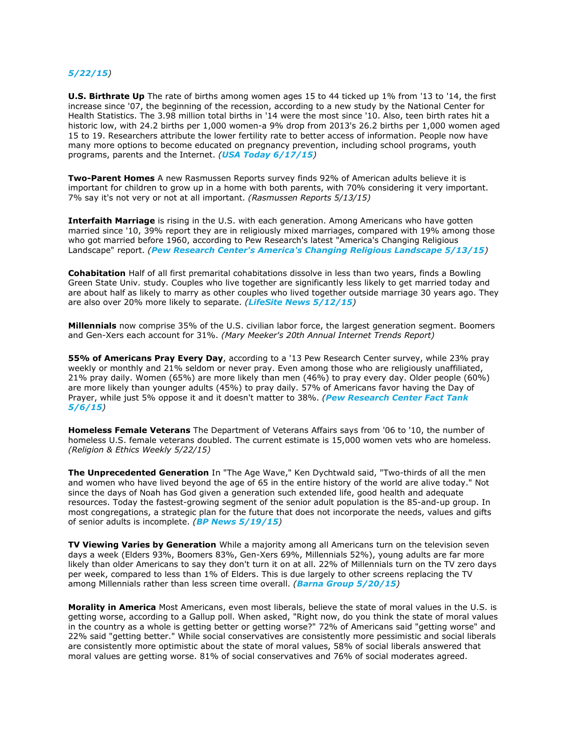*5/22/15*)

**U.S. Birthrate Up** The rate of births among women ages 15 to 44 ticked up 1% from '13 to '14, the first increase since '07, the beginning of the recession, according to a new study by the National Center for Health Statistics. The 3.98 million total births in '14 were the most since '10. Also, teen birth rates hit a historic low, with 24.2 births per 1,000 women-a 9% drop from 2013's 26.2 births per 1,000 women aged 15 to 19. Researchers attribute the lower fertility rate to better access of information. People now have many more options to become educated on pregnancy prevention, including school programs, youth programs, parents and the Internet. *(**USA Today 6/17/15**)*

**Two-Parent Homes** A new Rasmussen Reports survey finds 92% of American adults believe it is important for children to grow up in a home with both parents, with 70% considering it very important. 7% say it's not very or not at all important. *(Rasmussen Reports 5/13/15)*

**Interfaith Marriage** is rising in the U.S. with each generation. Among Americans who have gotten married since '10, 39% report they are in religiously mixed marriages, compared with 19% among those who got married before 1960, according to Pew Research's latest "America's Changing Religious Landscape" report. *(**Pew Research Center's America's Changing Religious Landscape 5/13/15**)*

**Cohabitation** Half of all first premarital cohabitations dissolve in less than two years, finds a Bowling Green State Univ. study. Couples who live together are significantly less likely to get married today and are about half as likely to marry as other couples who lived together outside marriage 30 years ago. They are also over 20% more likely to separate. *(**LifeSite News 5/12/15**)*

**Millennials** now comprise 35% of the U.S. civilian labor force, the largest generation segment. Boomers and Gen-Xers each account for 31%. *(Mary Meeker's 20th Annual Internet Trends Report)*

**55% of Americans Pray Every Day**, according to a '13 Pew Research Center survey, while 23% pray weekly or monthly and 21% seldom or never pray. Even among those who are religiously unaffiliated, 21% pray daily. Women (65%) are more likely than men (46%) to pray every day. Older people (60%) are more likely than younger adults (45%) to pray daily. 57% of Americans favor having the Day of Prayer, while just 5% oppose it and it doesn't matter to 38%. *(**Pew Research Center Fact Tank 5/6/15**)*

**Homeless Female Veterans** The Department of Veterans Affairs says from '06 to '10, the number of homeless U.S. female veterans doubled. The current estimate is 15,000 women vets who are homeless. *(Religion & Ethics Weekly 5/22/15)*

**The Unprecedented Generation** In "The Age Wave," Ken Dychtwald said, "Two-thirds of all the men and women who have lived beyond the age of 65 in the entire history of the world are alive today." Not since the days of Noah has God given a generation such extended life, good health and adequate resources. Today the fastest-growing segment of the senior adult population is the 85-and-up group. In most congregations, a strategic plan for the future that does not incorporate the needs, values and gifts of senior adults is incomplete. *(**BP News 5/19/15**)*

**TV Viewing Varies by Generation** While a majority among all Americans turn on the television seven days a week (Elders 93%, Boomers 83%, Gen-Xers 69%, Millennials 52%), young adults are far more likely than older Americans to say they don't turn it on at all. 22% of Millennials turn on the TV zero days per week, compared to less than 1% of Elders. This is due largely to other screens replacing the TV among Millennials rather than less screen time overall. *(**Barna Group 5/20/15**)*

**Morality in America** Most Americans, even most liberals, believe the state of moral values in the U.S. is getting worse, according to a Gallup poll. When asked, "Right now, do you think the state of moral values in the country as a whole is getting better or getting worse?" 72% of Americans said "getting worse" and 22% said "getting better." While social conservatives are consistently more pessimistic and social liberals are consistently more optimistic about the state of moral values, 58% of social liberals answered that moral values are getting worse. 81% of social conservatives and 76% of social moderates agreed.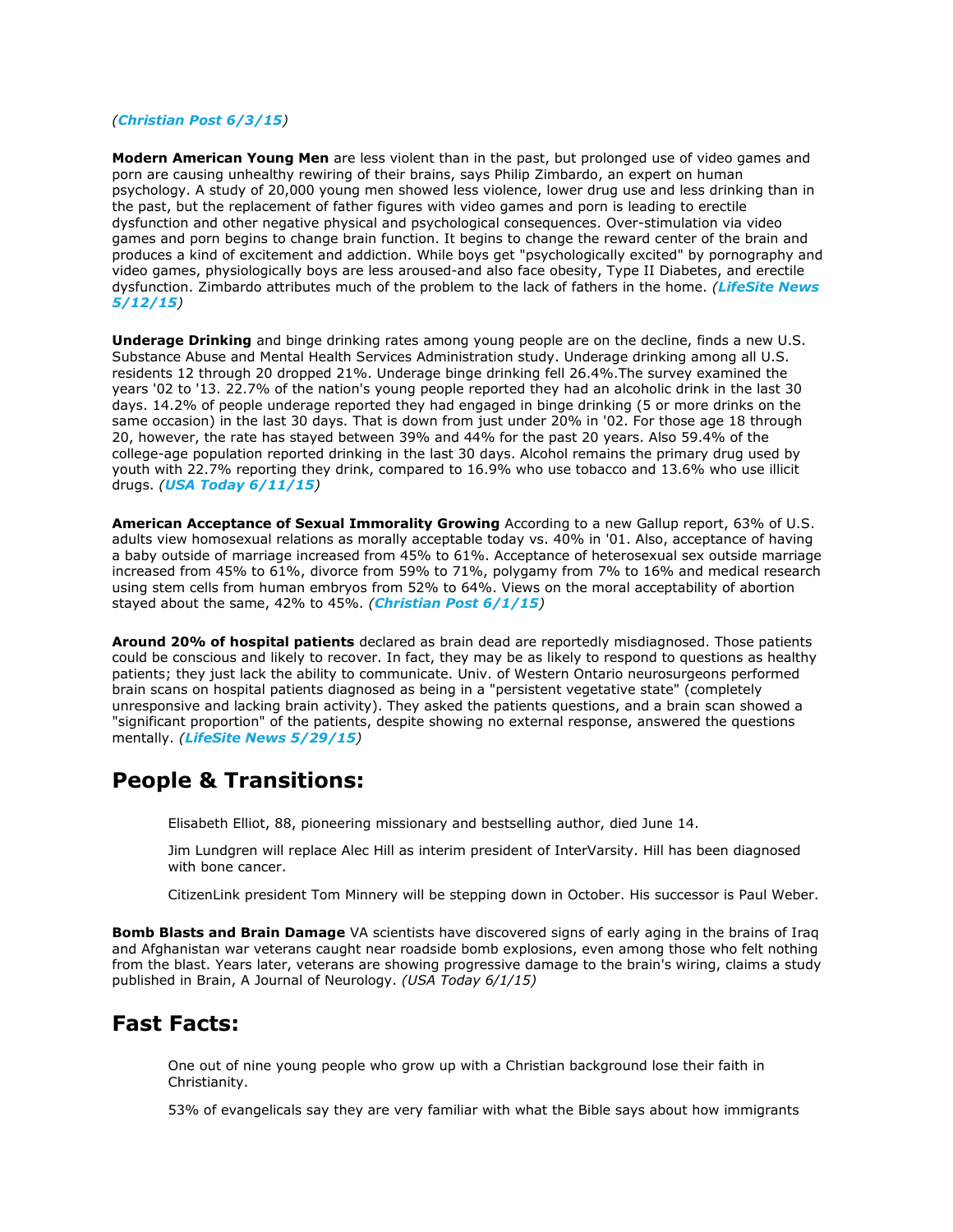*(**Christian Post 6/3/15**)*

**Modern American Young Men** are less violent than in the past, but prolonged use of video games and porn are causing unhealthy rewiring of their brains, says Philip Zimbardo, an expert on human psychology. A study of 20,000 young men showed less violence, lower drug use and less drinking than in the past, but the replacement of father figures with video games and porn is leading to erectile dysfunction and other negative physical and psychological consequences. Over-stimulation via video games and porn begins to change brain function. It begins to change the reward center of the brain and produces a kind of excitement and addiction. While boys get "psychologically excited" by pornography and video games, physiologically boys are less aroused-and also face obesity, Type II Diabetes, and erectile dysfunction. Zimbardo attributes much of the problem to the lack of fathers in the home. *(**LifeSite News 5/12/15**)*

**Underage Drinking** and binge drinking rates among young people are on the decline, finds a new U.S. Substance Abuse and Mental Health Services Administration study. Underage drinking among all U.S. residents 12 through 20 dropped 21%. Underage binge drinking fell 26.4%.The survey examined the years '02 to '13. 22.7% of the nation's young people reported they had an alcoholic drink in the last 30 days. 14.2% of people underage reported they had engaged in binge drinking (5 or more drinks on the same occasion) in the last 30 days. That is down from just under 20% in '02. For those age 18 through 20, however, the rate has stayed between 39% and 44% for the past 20 years. Also 59.4% of the college-age population reported drinking in the last 30 days. Alcohol remains the primary drug used by youth with 22.7% reporting they drink, compared to 16.9% who use tobacco and 13.6% who use illicit drugs. *(**USA Today 6/11/15**)*

**American Acceptance of Sexual Immorality Growing** According to a new Gallup report, 63% of U.S. adults view homosexual relations as morally acceptable today vs. 40% in '01. Also, acceptance of having a baby outside of marriage increased from 45% to 61%. Acceptance of heterosexual sex outside marriage increased from 45% to 61%, divorce from 59% to 71%, polygamy from 7% to 16% and medical research using stem cells from human embryos from 52% to 64%. Views on the moral acceptability of abortion stayed about the same, 42% to 45%. *(**Christian Post 6/1/15**)*

**Around 20% of hospital patients** declared as brain dead are reportedly misdiagnosed. Those patients could be conscious and likely to recover. In fact, they may be as likely to respond to questions as healthy patients; they just lack the ability to communicate. Univ. of Western Ontario neurosurgeons performed brain scans on hospital patients diagnosed as being in a "persistent vegetative state" (completely unresponsive and lacking brain activity). They asked the patients questions, and a brain scan showed a "significant proportion" of the patients, despite showing no external response, answered the questions mentally. *(**LifeSite News 5/29/15**)*

## People & Transitions:

Elisabeth Elliot, 88, pioneering missionary and bestselling author, died June 14.

Jim Lundgren will replace Alec Hill as interim president of InterVarsity. Hill has been diagnosed with bone cancer.

CitizenLink president Tom Minnery will be stepping down in October. His successor is Paul Weber.

**Bomb Blasts and Brain Damage** VA scientists have discovered signs of early aging in the brains of Iraq and Afghanistan war veterans caught near roadside bomb explosions, even among those who felt nothing from the blast. Years later, veterans are showing progressive damage to the brain's wiring, claims a study published in Brain, A Journal of Neurology. *(USA Today 6/1/15)*

## Fast Facts:

One out of nine young people who grow up with a Christian background lose their faith in Christianity.

53% of evangelicals say they are very familiar with what the Bible says about how immigrants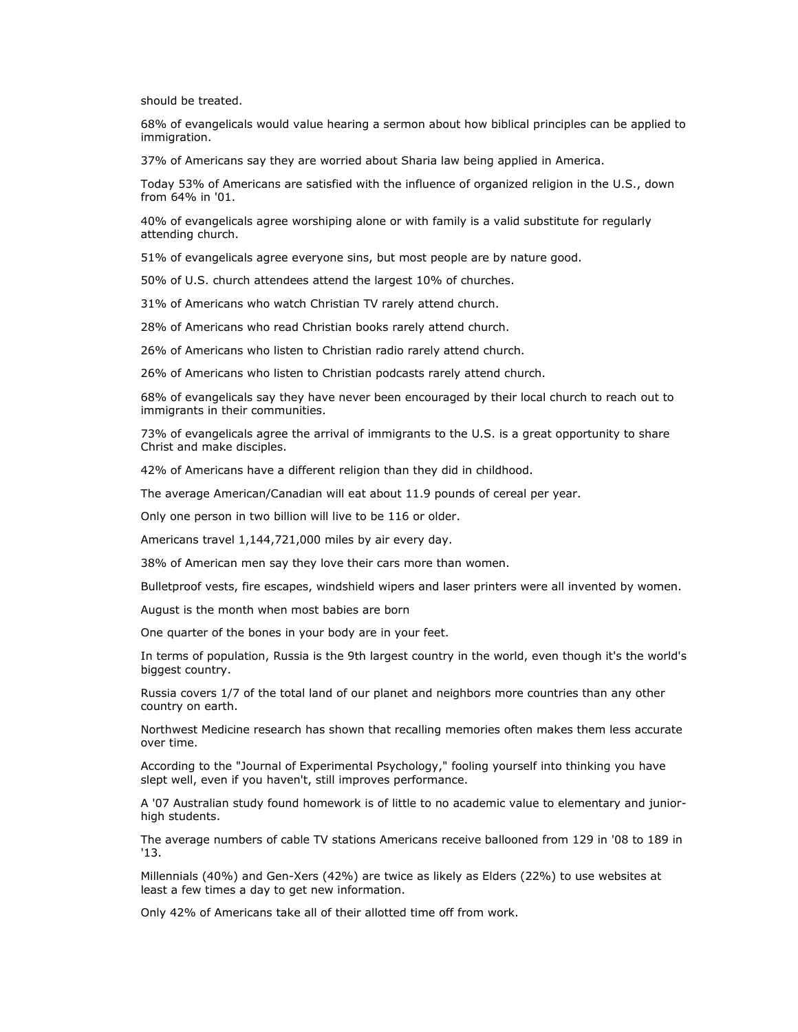should be treated.

68% of evangelicals would value hearing a sermon about how biblical principles can be applied to immigration.

37% of Americans say they are worried about Sharia law being applied in America.

Today 53% of Americans are satisfied with the influence of organized religion in the U.S., down from 64% in '01.

40% of evangelicals agree worshiping alone or with family is a valid substitute for regularly attending church.

51% of evangelicals agree everyone sins, but most people are by nature good.

50% of U.S. church attendees attend the largest 10% of churches.

31% of Americans who watch Christian TV rarely attend church.

28% of Americans who read Christian books rarely attend church.

26% of Americans who listen to Christian radio rarely attend church.

26% of Americans who listen to Christian podcasts rarely attend church.

68% of evangelicals say they have never been encouraged by their local church to reach out to immigrants in their communities.

73% of evangelicals agree the arrival of immigrants to the U.S. is a great opportunity to share Christ and make disciples.

42% of Americans have a different religion than they did in childhood.

The average American/Canadian will eat about 11.9 pounds of cereal per year.

Only one person in two billion will live to be 116 or older.

Americans travel 1,144,721,000 miles by air every day.

38% of American men say they love their cars more than women.

Bulletproof vests, fire escapes, windshield wipers and laser printers were all invented by women.

August is the month when most babies are born

One quarter of the bones in your body are in your feet.

In terms of population, Russia is the 9th largest country in the world, even though it's the world's biggest country.

Russia covers 1/7 of the total land of our planet and neighbors more countries than any other country on earth.

Northwest Medicine research has shown that recalling memories often makes them less accurate over time.

According to the "Journal of Experimental Psychology," fooling yourself into thinking you have slept well, even if you haven't, still improves performance.

A '07 Australian study found homework is of little to no academic value to elementary and junior-high students.

The average numbers of cable TV stations Americans receive ballooned from 129 in '08 to 189 in '13.

Millennials (40%) and Gen-Xers (42%) are twice as likely as Elders (22%) to use websites at least a few times a day to get new information.

Only 42% of Americans take all of their allotted time off from work.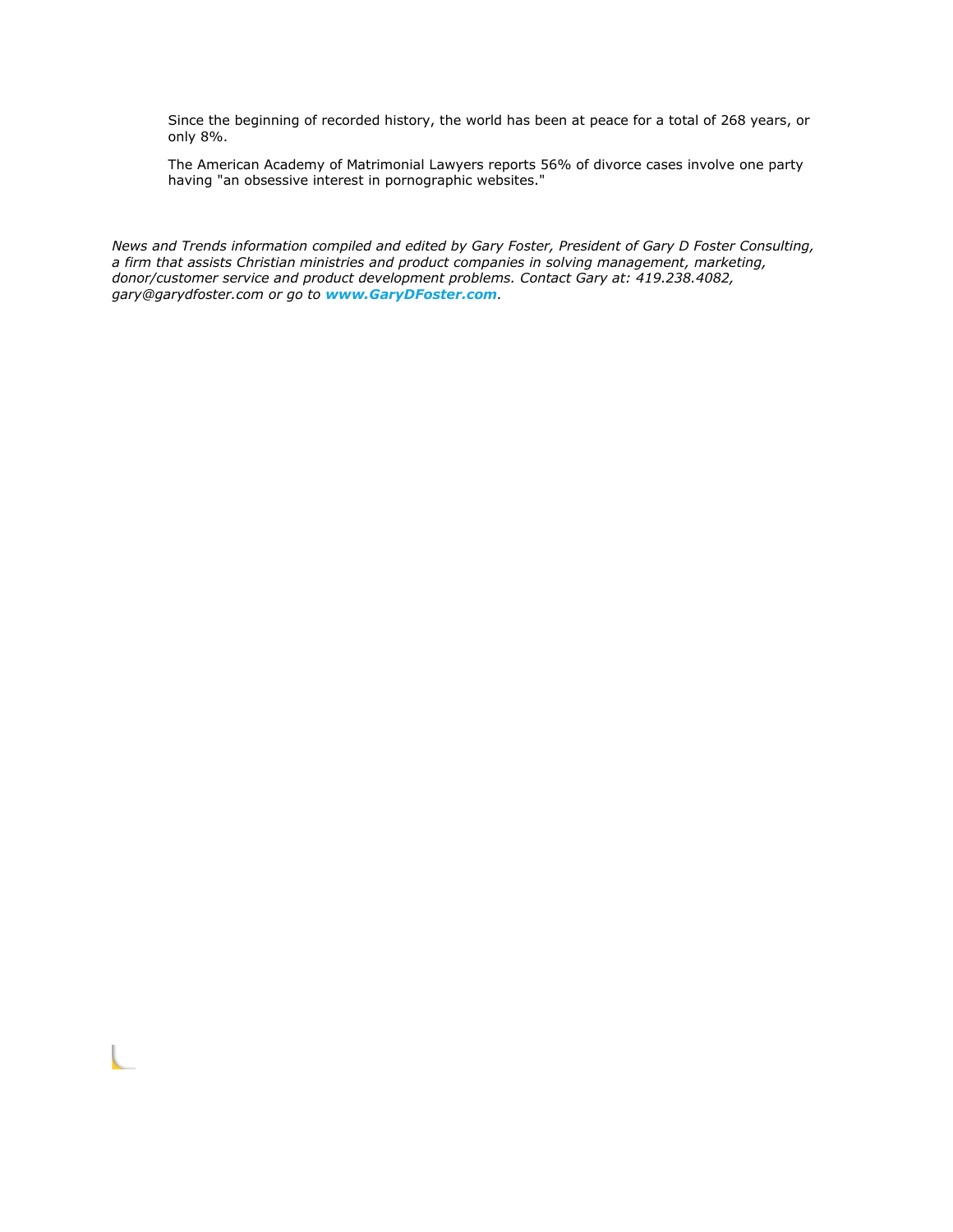Since the beginning of recorded history, the world has been at peace for a total of 268 years, or only 8%.

The American Academy of Matrimonial Lawyers reports 56% of divorce cases involve one party having "an obsessive interest in pornographic websites."

*News and Trends information compiled and edited by Gary Foster, President of Gary D Foster Consulting, a firm that assists Christian ministries and product companies in solving management, marketing, donor/customer service and product development problems. Contact Gary at: 419.238.4082, gary@garydfoster.com or go to* ***www.GaryDFoster.com****.*